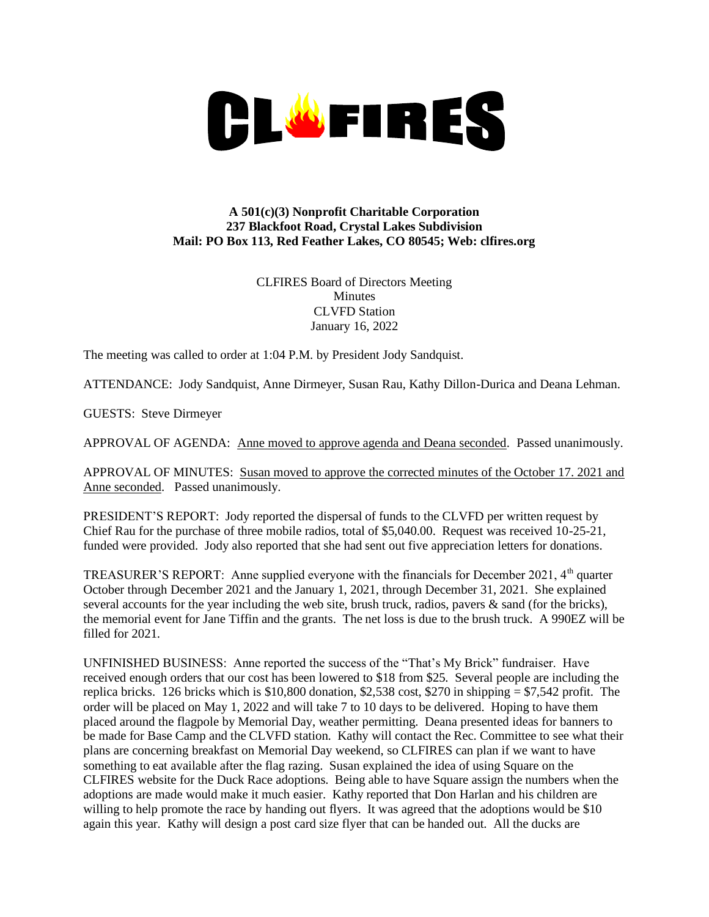# CLFIRES

**A 501(c)(3) Nonprofit Charitable Corporation**
**237 Blackfoot Road, Crystal Lakes Subdivision**
**Mail: PO Box 113, Red Feather Lakes, CO 80545; Web: clfires.org**

CLFIRES Board of Directors Meeting
Minutes
CLVFD Station
January 16, 2022

The meeting was called to order at 1:04 P.M. by President Jody Sandquist.

ATTENDANCE: Jody Sandquist, Anne Dirmeyer, Susan Rau, Kathy Dillon-Durica and Deana Lehman.

GUESTS: Steve Dirmeyer

APPROVAL OF AGENDA: Anne moved to approve agenda and Deana seconded. Passed unanimously.

APPROVAL OF MINUTES: Susan moved to approve the corrected minutes of the October 17. 2021 and Anne seconded. Passed unanimously.

PRESIDENT'S REPORT: Jody reported the dispersal of funds to the CLVFD per written request by Chief Rau for the purchase of three mobile radios, total of $5,040.00. Request was received 10-25-21, funded were provided. Jody also reported that she had sent out five appreciation letters for donations.

TREASURER'S REPORT: Anne supplied everyone with the financials for December 2021, 4th quarter October through December 2021 and the January 1, 2021, through December 31, 2021. She explained several accounts for the year including the web site, brush truck, radios, pavers & sand (for the bricks), the memorial event for Jane Tiffin and the grants. The net loss is due to the brush truck. A 990EZ will be filled for 2021.

UNFINISHED BUSINESS: Anne reported the success of the "That's My Brick" fundraiser. Have received enough orders that our cost has been lowered to $18 from $25. Several people are including the replica bricks. 126 bricks which is $10,800 donation, $2,538 cost, $270 in shipping = $7,542 profit. The order will be placed on May 1, 2022 and will take 7 to 10 days to be delivered. Hoping to have them placed around the flagpole by Memorial Day, weather permitting. Deana presented ideas for banners to be made for Base Camp and the CLVFD station. Kathy will contact the Rec. Committee to see what their plans are concerning breakfast on Memorial Day weekend, so CLFIRES can plan if we want to have something to eat available after the flag razing. Susan explained the idea of using Square on the CLFIRES website for the Duck Race adoptions. Being able to have Square assign the numbers when the adoptions are made would make it much easier. Kathy reported that Don Harlan and his children are willing to help promote the race by handing out flyers. It was agreed that the adoptions would be $10 again this year. Kathy will design a post card size flyer that can be handed out. All the ducks are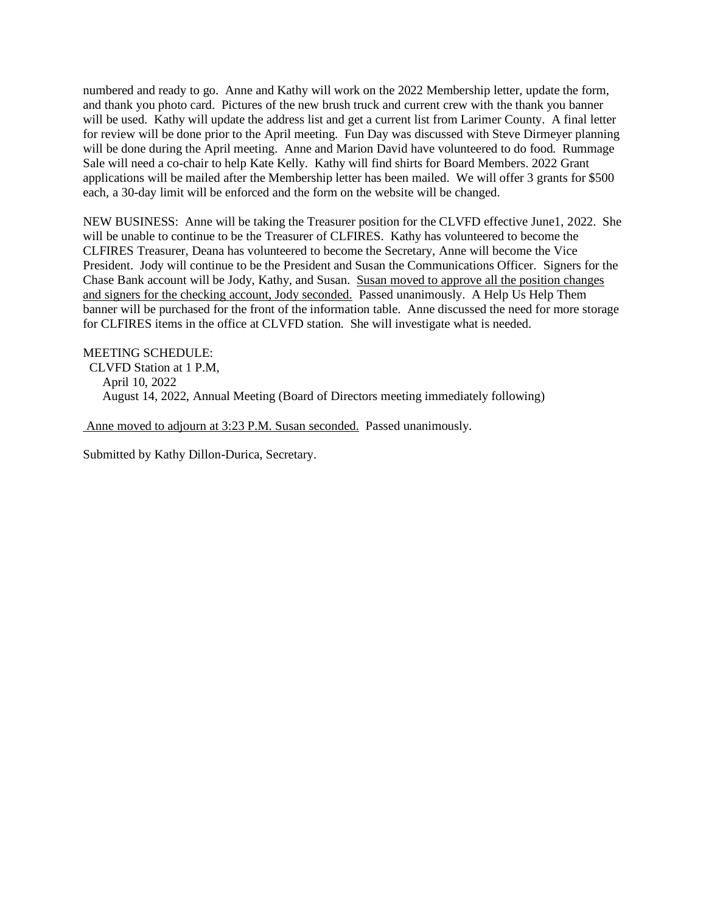numbered and ready to go. Anne and Kathy will work on the 2022 Membership letter, update the form, and thank you photo card. Pictures of the new brush truck and current crew with the thank you banner will be used. Kathy will update the address list and get a current list from Larimer County. A final letter for review will be done prior to the April meeting. Fun Day was discussed with Steve Dirmeyer planning will be done during the April meeting. Anne and Marion David have volunteered to do food. Rummage Sale will need a co-chair to help Kate Kelly. Kathy will find shirts for Board Members. 2022 Grant applications will be mailed after the Membership letter has been mailed. We will offer 3 grants for $500 each, a 30-day limit will be enforced and the form on the website will be changed.

NEW BUSINESS: Anne will be taking the Treasurer position for the CLVFD effective June1, 2022. She will be unable to continue to be the Treasurer of CLFIRES. Kathy has volunteered to become the CLFIRES Treasurer, Deana has volunteered to become the Secretary, Anne will become the Vice President. Jody will continue to be the President and Susan the Communications Officer. Signers for the Chase Bank account will be Jody, Kathy, and Susan. <u>Susan moved to approve all the position changes and signers for the checking account, Jody seconded.</u> Passed unanimously. A Help Us Help Them banner will be purchased for the front of the information table. Anne discussed the need for more storage for CLFIRES items in the office at CLVFD station. She will investigate what is needed.

MEETING SCHEDULE:
CLVFD Station at 1 P.M,
April 10, 2022
August 14, 2022, Annual Meeting (Board of Directors meeting immediately following)

<u>Anne moved to adjourn at 3:23 P.M. Susan seconded.</u> Passed unanimously.

Submitted by Kathy Dillon-Durica, Secretary.